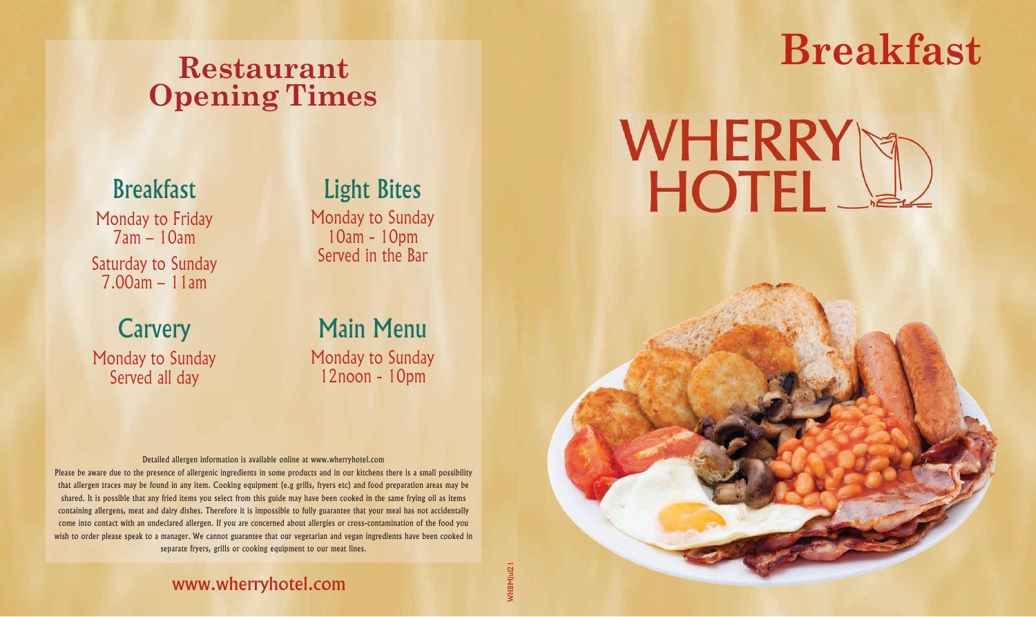# Breakfast

WHERRY HOTEL

## Restaurant Opening Times

### Breakfast

Monday to Friday
7am – 10am

Saturday to Sunday
7.00am – 11am

### Light Bites

Monday to Sunday
10am - 10pm
Served in the Bar

### Carvery

Monday to Sunday
Served all day

### Main Menu

Monday to Sunday
12noon - 10pm

Detailed allergen information is available online at www.wherryhotel.com

Please be aware due to the presence of allergenic ingredients in some products and in our kitchens there is a small possibility that allergen traces may be found in any item. Cooking equipment (e.g grills, fryers etc) and food preparation areas may be shared. It is possible that any fried items you select from this guide may have been cooked in the same frying oil as items containing allergens, meat and dairy dishes. Therefore it is impossible to fully guarantee that your meal has not accidentally come into contact with an undeclared allergen. If you are concerned about allergies or cross-contamination of the food you wish to order please speak to a manager. We cannot guarantee that our vegetarian and vegan ingredients have been cooked in separate fryers, grills or cooking equipment to our meat lines.

www.wherryhotel.com

WHBMjul21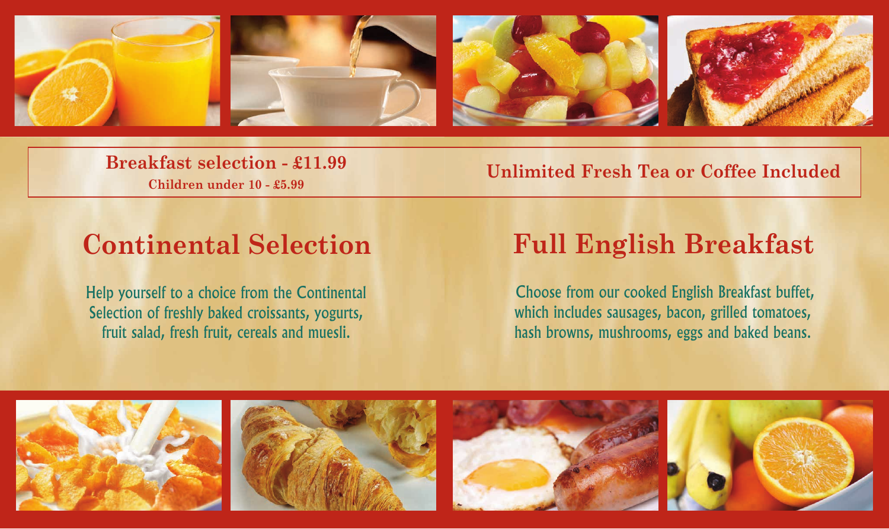**Breakfast selection - £11.99**
**Children under 10 - £5.99**

**Unlimited Fresh Tea or Coffee Included**

## Continental Selection

Help yourself to a choice from the Continental Selection of freshly baked croissants, yogurts, fruit salad, fresh fruit, cereals and muesli.

## Full English Breakfast

Choose from our cooked English Breakfast buffet, which includes sausages, bacon, grilled tomatoes, hash browns, mushrooms, eggs and baked beans.